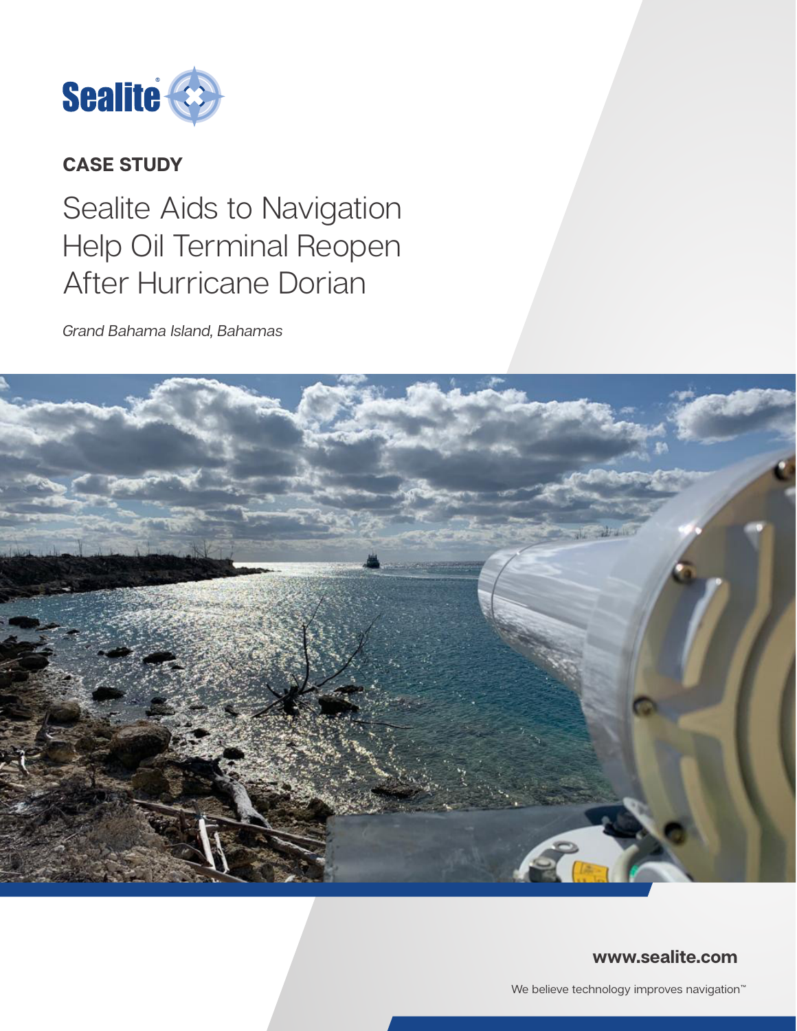Sealite®

**CASE STUDY**

# Sealite Aids to Navigation Help Oil Terminal Reopen After Hurricane Dorian

*Grand Bahama Island, Bahamas*

**www.sealite.com**

We believe technology improves navigation™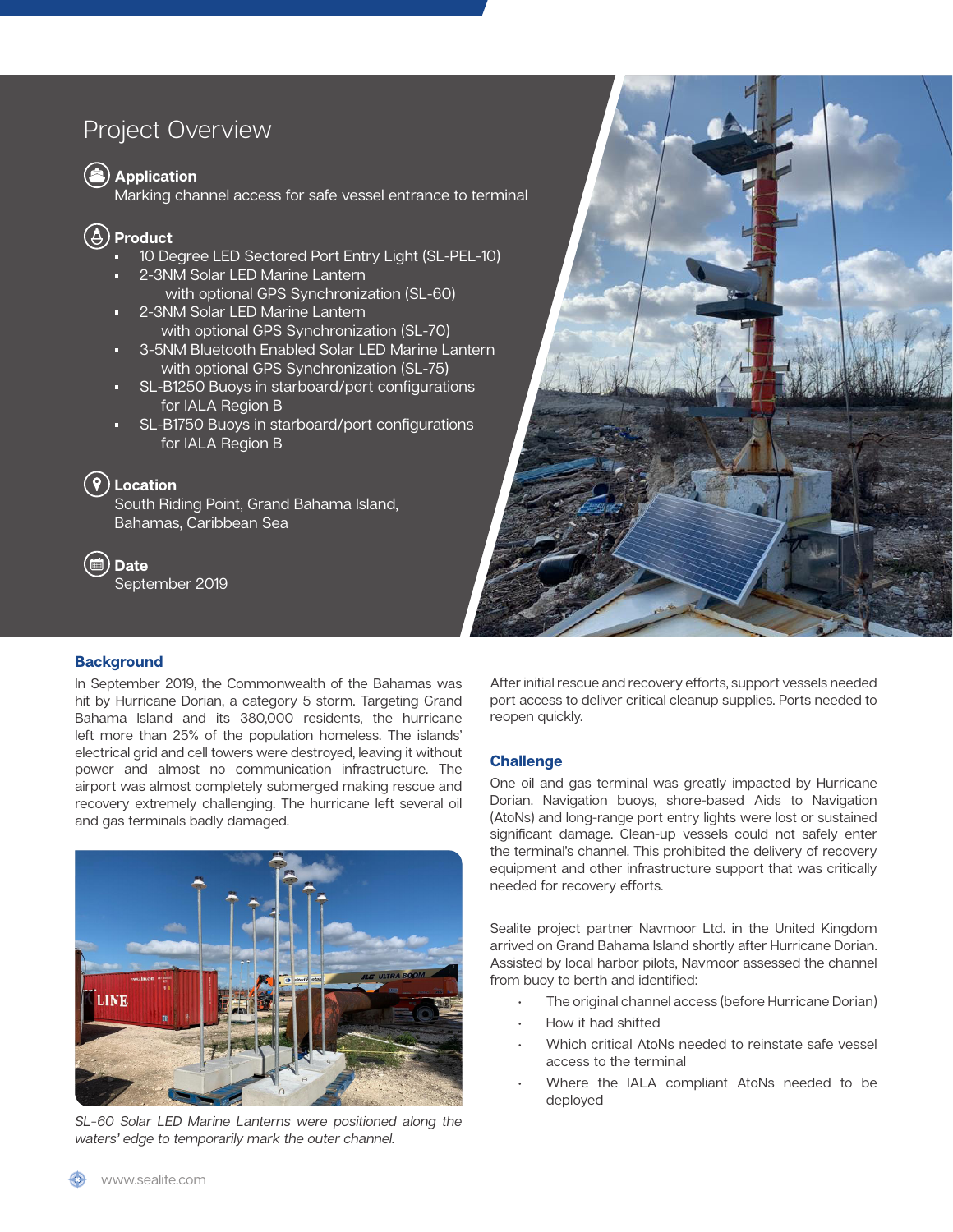## Project Overview

**Application**
Marking channel access for safe vessel entrance to terminal

**Product**

- 10 Degree LED Sectored Port Entry Light (SL-PEL-10)
- 2-3NM Solar LED Marine Lantern with optional GPS Synchronization (SL-60)
- 2-3NM Solar LED Marine Lantern with optional GPS Synchronization (SL-70)
- 3-5NM Bluetooth Enabled Solar LED Marine Lantern with optional GPS Synchronization (SL-75)
- SL-B1250 Buoys in starboard/port configurations for IALA Region B
- SL-B1750 Buoys in starboard/port configurations for IALA Region B

**Location**
South Riding Point, Grand Bahama Island, Bahamas, Caribbean Sea

**Date**
September 2019

### Background

In September 2019, the Commonwealth of the Bahamas was hit by Hurricane Dorian, a category 5 storm. Targeting Grand Bahama Island and its 380,000 residents, the hurricane left more than 25% of the population homeless. The islands' electrical grid and cell towers were destroyed, leaving it without power and almost no communication infrastructure. The airport was almost completely submerged making rescue and recovery extremely challenging. The hurricane left several oil and gas terminals badly damaged.

*SL-60 Solar LED Marine Lanterns were positioned along the waters' edge to temporarily mark the outer channel.*

After initial rescue and recovery efforts, support vessels needed port access to deliver critical cleanup supplies. Ports needed to reopen quickly.

### Challenge

One oil and gas terminal was greatly impacted by Hurricane Dorian. Navigation buoys, shore-based Aids to Navigation (AtoNs) and long-range port entry lights were lost or sustained significant damage. Clean-up vessels could not safely enter the terminal's channel. This prohibited the delivery of recovery equipment and other infrastructure support that was critically needed for recovery efforts.

Sealite project partner Navmoor Ltd. in the United Kingdom arrived on Grand Bahama Island shortly after Hurricane Dorian. Assisted by local harbor pilots, Navmoor assessed the channel from buoy to berth and identified:

- The original channel access (before Hurricane Dorian)
- How it had shifted
- Which critical AtoNs needed to reinstate safe vessel access to the terminal
- Where the IALA compliant AtoNs needed to be deployed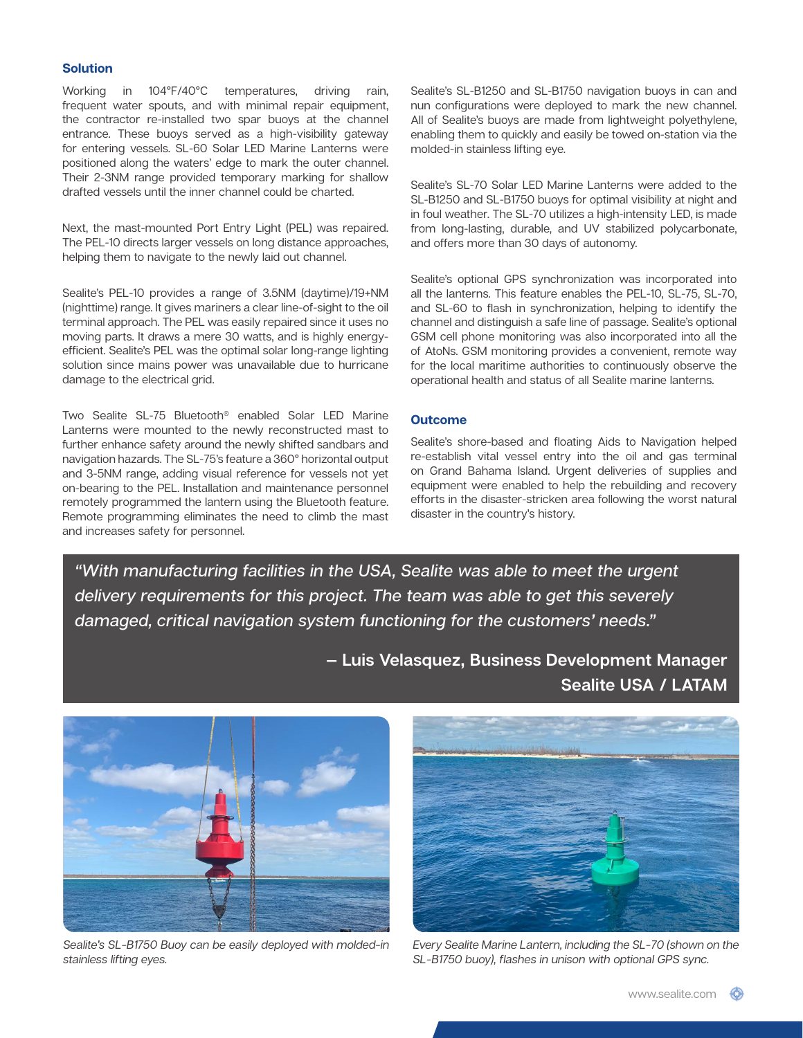## Solution

Working in 104°F/40°C temperatures, driving rain, frequent water spouts, and with minimal repair equipment, the contractor re-installed two spar buoys at the channel entrance. These buoys served as a high-visibility gateway for entering vessels. SL-60 Solar LED Marine Lanterns were positioned along the waters' edge to mark the outer channel. Their 2-3NM range provided temporary marking for shallow drafted vessels until the inner channel could be charted.

Next, the mast-mounted Port Entry Light (PEL) was repaired. The PEL-10 directs larger vessels on long distance approaches, helping them to navigate to the newly laid out channel.

Sealite's PEL-10 provides a range of 3.5NM (daytime)/19+NM (nighttime) range. It gives mariners a clear line-of-sight to the oil terminal approach. The PEL was easily repaired since it uses no moving parts. It draws a mere 30 watts, and is highly energy-efficient. Sealite's PEL was the optimal solar long-range lighting solution since mains power was unavailable due to hurricane damage to the electrical grid.

Two Sealite SL-75 Bluetooth® enabled Solar LED Marine Lanterns were mounted to the newly reconstructed mast to further enhance safety around the newly shifted sandbars and navigation hazards. The SL-75's feature a 360° horizontal output and 3-5NM range, adding visual reference for vessels not yet on-bearing to the PEL. Installation and maintenance personnel remotely programmed the lantern using the Bluetooth feature. Remote programming eliminates the need to climb the mast and increases safety for personnel.

Sealite's SL-B1250 and SL-B1750 navigation buoys in can and nun configurations were deployed to mark the new channel. All of Sealite's buoys are made from lightweight polyethylene, enabling them to quickly and easily be towed on-station via the molded-in stainless lifting eye.

Sealite's SL-70 Solar LED Marine Lanterns were added to the SL-B1250 and SL-B1750 buoys for optimal visibility at night and in foul weather. The SL-70 utilizes a high-intensity LED, is made from long-lasting, durable, and UV stabilized polycarbonate, and offers more than 30 days of autonomy.

Sealite's optional GPS synchronization was incorporated into all the lanterns. This feature enables the PEL-10, SL-75, SL-70, and SL-60 to flash in synchronization, helping to identify the channel and distinguish a safe line of passage. Sealite's optional GSM cell phone monitoring was also incorporated into all the of AtoNs. GSM monitoring provides a convenient, remote way for the local maritime authorities to continuously observe the operational health and status of all Sealite marine lanterns.

## Outcome

Sealite's shore-based and floating Aids to Navigation helped re-establish vital vessel entry into the oil and gas terminal on Grand Bahama Island. Urgent deliveries of supplies and equipment were enabled to help the rebuilding and recovery efforts in the disaster-stricken area following the worst natural disaster in the country's history.

> *"With manufacturing facilities in the USA, Sealite was able to meet the urgent delivery requirements for this project. The team was able to get this severely damaged, critical navigation system functioning for the customers' needs."*
>
> **– Luis Velasquez, Business Development Manager**
> **Sealite USA / LATAM**

*Sealite's SL-B1750 Buoy can be easily deployed with molded-in stainless lifting eyes.*

*Every Sealite Marine Lantern, including the SL-70 (shown on the SL-B1750 buoy), flashes in unison with optional GPS sync.*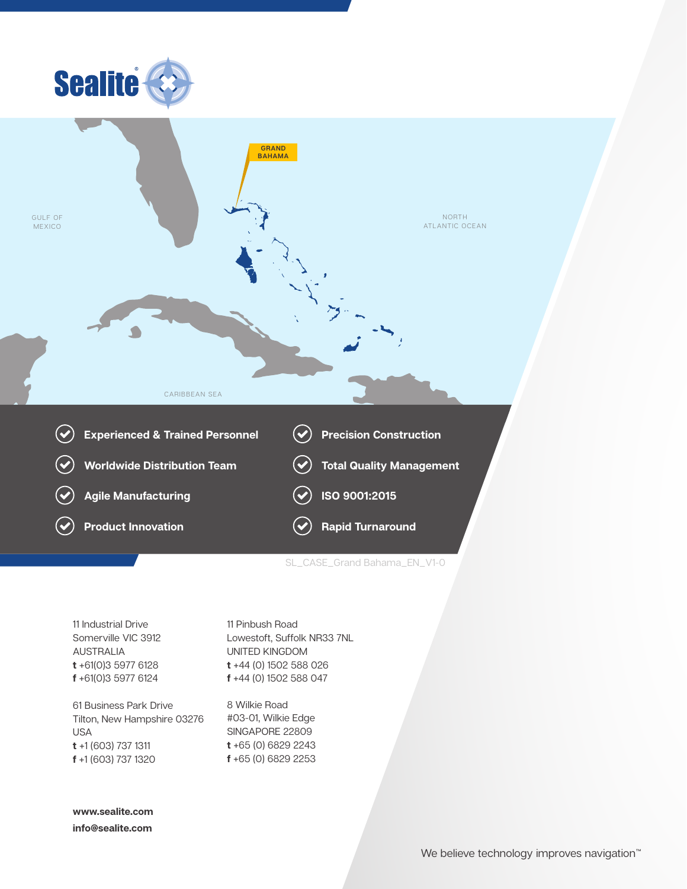Sealite®

GRAND BAHAMA

GULF OF MEXICO

NORTH ATLANTIC OCEAN

CARIBBEAN SEA

- Experienced & Trained Personnel
- Worldwide Distribution Team
- Agile Manufacturing
- Product Innovation
- Precision Construction
- Total Quality Management
- ISO 9001:2015
- Rapid Turnaround

SL_CASE_Grand Bahama_EN_V1-0

11 Industrial Drive
Somerville VIC 3912
AUSTRALIA
**t** +61(0)3 5977 6128
**f** +61(0)3 5977 6124

61 Business Park Drive
Tilton, New Hampshire 03276
USA
**t** +1 (603) 737 1311
**f** +1 (603) 737 1320

11 Pinbush Road
Lowestoft, Suffolk NR33 7NL
UNITED KINGDOM
**t** +44 (0) 1502 588 026
**f** +44 (0) 1502 588 047

8 Wilkie Road
#03-01, Wilkie Edge
SINGAPORE 22809
**t** +65 (0) 6829 2243
**f** +65 (0) 6829 2253

**www.sealite.com**
**info@sealite.com**

We believe technology improves navigation™